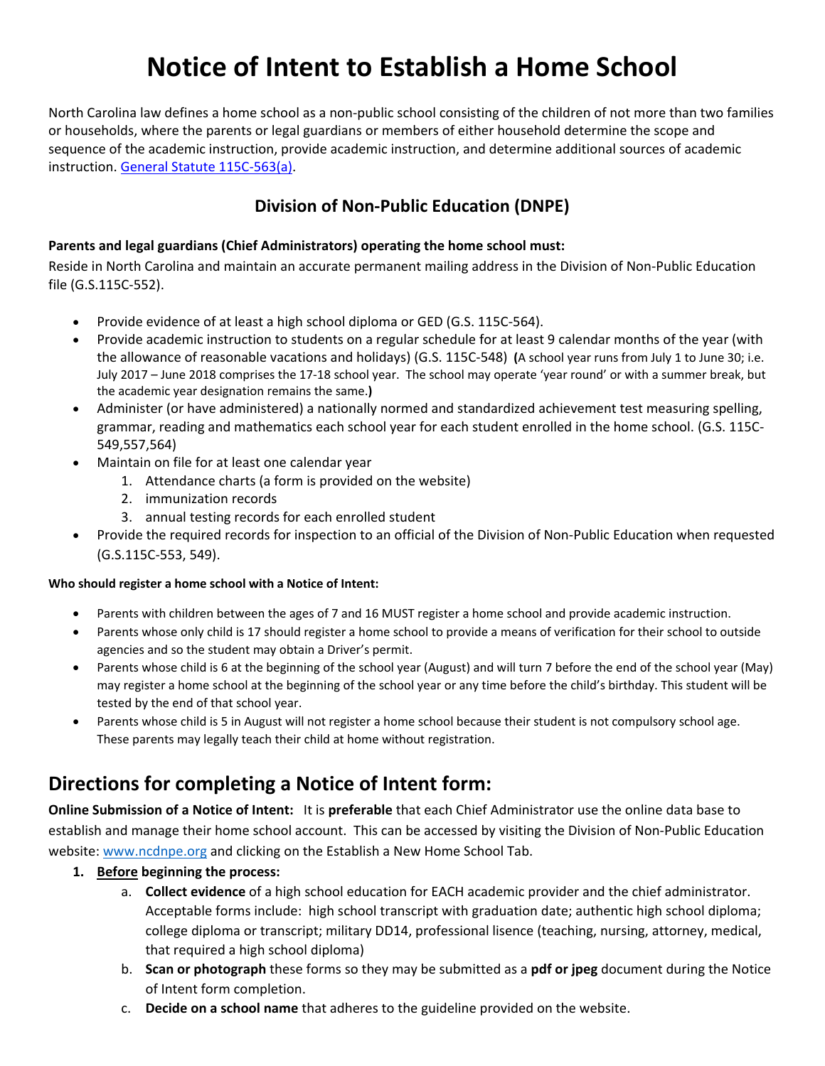# Notice of Intent to Establish a Home School

North Carolina law defines a home school as a non-public school consisting of the children of not more than two families or households, where the parents or legal guardians or members of either household determine the scope and sequence of the academic instruction, provide academic instruction, and determine additional sources of academic instruction. [General Statute 115C-563(a)](#).

### Division of Non-Public Education (DNPE)

**Parents and legal guardians (Chief Administrators) operating the home school must:**

Reside in North Carolina and maintain an accurate permanent mailing address in the Division of Non-Public Education file (G.S.115C-552).

- Provide evidence of at least a high school diploma or GED (G.S. 115C-564).
- Provide academic instruction to students on a regular schedule for at least 9 calendar months of the year (with the allowance of reasonable vacations and holidays) (G.S. 115C-548) **(**A school year runs from July 1 to June 30; i.e. July 2017 – June 2018 comprises the 17-18 school year. The school may operate 'year round' or with a summer break, but the academic year designation remains the same.**)**
- Administer (or have administered) a nationally normed and standardized achievement test measuring spelling, grammar, reading and mathematics each school year for each student enrolled in the home school. (G.S. 115C-549,557,564)
- Maintain on file for at least one calendar year
  1. Attendance charts (a form is provided on the website)
  2. immunization records
  3. annual testing records for each enrolled student
- Provide the required records for inspection to an official of the Division of Non-Public Education when requested (G.S.115C-553, 549).

**Who should register a home school with a Notice of Intent:**

- Parents with children between the ages of 7 and 16 MUST register a home school and provide academic instruction.
- Parents whose only child is 17 should register a home school to provide a means of verification for their school to outside agencies and so the student may obtain a Driver's permit.
- Parents whose child is 6 at the beginning of the school year (August) and will turn 7 before the end of the school year (May) may register a home school at the beginning of the school year or any time before the child's birthday. This student will be tested by the end of that school year.
- Parents whose child is 5 in August will not register a home school because their student is not compulsory school age. These parents may legally teach their child at home without registration.

## Directions for completing a Notice of Intent form:

**Online Submission of a Notice of Intent:** It is **preferable** that each Chief Administrator use the online data base to establish and manage their home school account. This can be accessed by visiting the Division of Non-Public Education website: [www.ncdnpe.org](http://www.ncdnpe.org) and clicking on the Establish a New Home School Tab.

1. **Before beginning the process:**
   a. **Collect evidence** of a high school education for EACH academic provider and the chief administrator. Acceptable forms include: high school transcript with graduation date; authentic high school diploma; college diploma or transcript; military DD14, professional lisence (teaching, nursing, attorney, medical, that required a high school diploma)
   b. **Scan or photograph** these forms so they may be submitted as a **pdf or jpeg** document during the Notice of Intent form completion.
   c. **Decide on a school name** that adheres to the guideline provided on the website.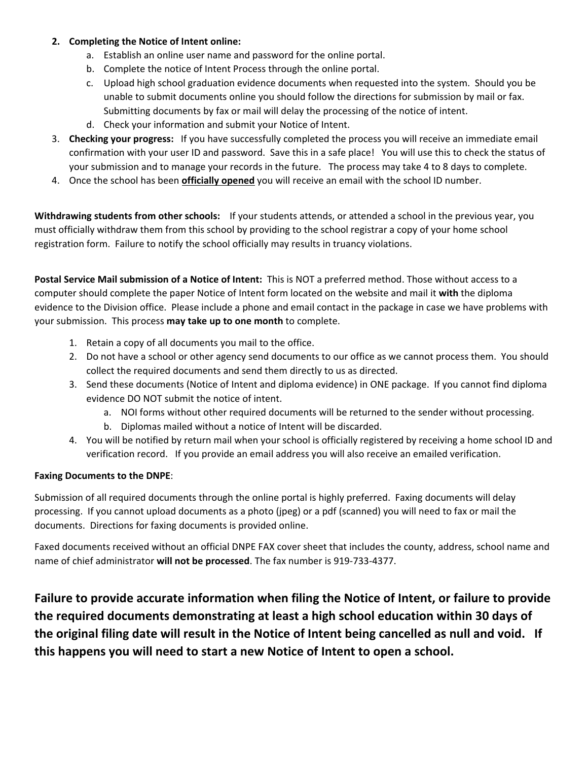2. **Completing the Notice of Intent online:**
    a. Establish an online user name and password for the online portal.
    b. Complete the notice of Intent Process through the online portal.
    c. Upload high school graduation evidence documents when requested into the system. Should you be unable to submit documents online you should follow the directions for submission by mail or fax. Submitting documents by fax or mail will delay the processing of the notice of intent.
    d. Check your information and submit your Notice of Intent.
3. **Checking your progress:** If you have successfully completed the process you will receive an immediate email confirmation with your user ID and password. Save this in a safe place! You will use this to check the status of your submission and to manage your records in the future. The process may take 4 to 8 days to complete.
4. Once the school has been **officially opened** you will receive an email with the school ID number.

**Withdrawing students from other schools:** If your students attends, or attended a school in the previous year, you must officially withdraw them from this school by providing to the school registrar a copy of your home school registration form. Failure to notify the school officially may results in truancy violations.

**Postal Service Mail submission of a Notice of Intent:** This is NOT a preferred method. Those without access to a computer should complete the paper Notice of Intent form located on the website and mail it **with** the diploma evidence to the Division office. Please include a phone and email contact in the package in case we have problems with your submission. This process **may take up to one month** to complete.

1. Retain a copy of all documents you mail to the office.
2. Do not have a school or other agency send documents to our office as we cannot process them. You should collect the required documents and send them directly to us as directed.
3. Send these documents (Notice of Intent and diploma evidence) in ONE package. If you cannot find diploma evidence DO NOT submit the notice of intent.
    a. NOI forms without other required documents will be returned to the sender without processing.
    b. Diplomas mailed without a notice of Intent will be discarded.
4. You will be notified by return mail when your school is officially registered by receiving a home school ID and verification record. If you provide an email address you will also receive an emailed verification.

**Faxing Documents to the DNPE**:

Submission of all required documents through the online portal is highly preferred. Faxing documents will delay processing. If you cannot upload documents as a photo (jpeg) or a pdf (scanned) you will need to fax or mail the documents. Directions for faxing documents is provided online.

Faxed documents received without an official DNPE FAX cover sheet that includes the county, address, school name and name of chief administrator **will not be processed**. The fax number is 919-733-4377.

**Failure to provide accurate information when filing the Notice of Intent, or failure to provide the required documents demonstrating at least a high school education within 30 days of the original filing date will result in the Notice of Intent being cancelled as null and void. If this happens you will need to start a new Notice of Intent to open a school.**